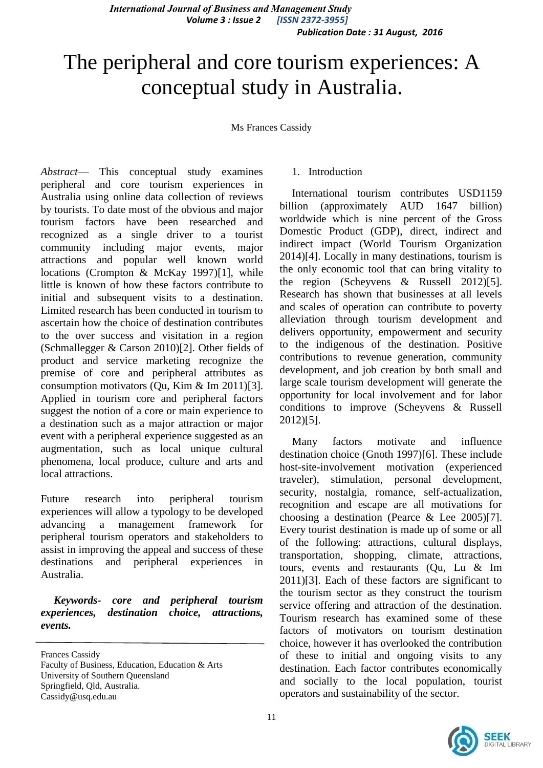# The peripheral and core tourism experiences: A conceptual study in Australia.

Ms Frances Cassidy

*Abstract*— This conceptual study examines peripheral and core tourism experiences in Australia using online data collection of reviews by tourists. To date most of the obvious and major tourism factors have been researched and recognized as a single driver to a tourist community including major events, major attractions and popular well known world locations (Crompton & McKay 1997)[1], while little is known of how these factors contribute to initial and subsequent visits to a destination. Limited research has been conducted in tourism to ascertain how the choice of destination contributes to the over success and visitation in a region (Schmallegger & Carson 2010)[2]. Other fields of product and service marketing recognize the premise of core and peripheral attributes as consumption motivators (Qu, Kim & Im 2011)[3]. Applied in tourism core and peripheral factors suggest the notion of a core or main experience to a destination such as a major attraction or major event with a peripheral experience suggested as an augmentation, such as local unique cultural phenomena, local produce, culture and arts and local attractions.

Future research into peripheral tourism experiences will allow a typology to be developed advancing a management framework for peripheral tourism operators and stakeholders to assist in improving the appeal and success of these destinations and peripheral experiences in Australia.

***Keywords- core and peripheral tourism experiences, destination choice, attractions, events.***

Frances Cassidy
Faculty of Business, Education, Education & Arts
University of Southern Queensland
Springfield, Qld, Australia.
Cassidy@usq.edu.au

1. Introduction

International tourism contributes USD1159 billion (approximately AUD 1647 billion) worldwide which is nine percent of the Gross Domestic Product (GDP), direct, indirect and indirect impact (World Tourism Organization 2014)[4]. Locally in many destinations, tourism is the only economic tool that can bring vitality to the region (Scheyvens & Russell 2012)[5]. Research has shown that businesses at all levels and scales of operation can contribute to poverty alleviation through tourism development and delivers opportunity, empowerment and security to the indigenous of the destination. Positive contributions to revenue generation, community development, and job creation by both small and large scale tourism development will generate the opportunity for local involvement and for labor conditions to improve (Scheyvens & Russell 2012)[5].

Many factors motivate and influence destination choice (Gnoth 1997)[6]. These include host-site-involvement motivation (experienced traveler), stimulation, personal development, security, nostalgia, romance, self-actualization, recognition and escape are all motivations for choosing a destination (Pearce & Lee 2005)[7]. Every tourist destination is made up of some or all of the following: attractions, cultural displays, transportation, shopping, climate, attractions, tours, events and restaurants (Qu, Lu & Im 2011)[3]. Each of these factors are significant to the tourism sector as they construct the tourism service offering and attraction of the destination. Tourism research has examined some of these factors of motivators on tourism destination choice, however it has overlooked the contribution of these to initial and ongoing visits to any destination. Each factor contributes economically and socially to the local population, tourist operators and sustainability of the sector.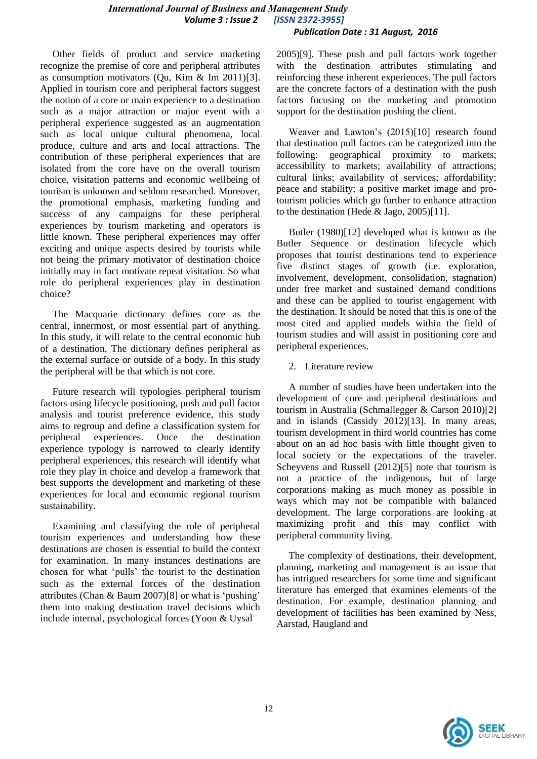Other fields of product and service marketing recognize the premise of core and peripheral attributes as consumption motivators (Qu, Kim & Im 2011)[3]. Applied in tourism core and peripheral factors suggest the notion of a core or main experience to a destination such as a major attraction or major event with a peripheral experience suggested as an augmentation such as local unique cultural phenomena, local produce, culture and arts and local attractions. The contribution of these peripheral experiences that are isolated from the core have on the overall tourism choice, visitation patterns and economic wellbeing of tourism is unknown and seldom researched. Moreover, the promotional emphasis, marketing funding and success of any campaigns for these peripheral experiences by tourism marketing and operators is little known. These peripheral experiences may offer exciting and unique aspects desired by tourists while not being the primary motivator of destination choice initially may in fact motivate repeat visitation. So what role do peripheral experiences play in destination choice?

The Macquarie dictionary defines core as the central, innermost, or most essential part of anything. In this study, it will relate to the central economic hub of a destination. The dictionary defines peripheral as the external surface or outside of a body. In this study the peripheral will be that which is not core.

Future research will typologies peripheral tourism factors using lifecycle positioning, push and pull factor analysis and tourist preference evidence, this study aims to regroup and define a classification system for peripheral experiences. Once the destination experience typology is narrowed to clearly identify peripheral experiences, this research will identify what role they play in choice and develop a framework that best supports the development and marketing of these experiences for local and economic regional tourism sustainability.

Examining and classifying the role of peripheral tourism experiences and understanding how these destinations are chosen is essential to build the context for examination. In many instances destinations are chosen for what 'pulls' the tourist to the destination such as the external forces of the destination attributes (Chan & Baum 2007)[8] or what is 'pushing' them into making destination travel decisions which include internal, psychological forces (Yoon & Uysal 2005)[9]. These push and pull factors work together with the destination attributes stimulating and reinforcing these inherent experiences. The pull factors are the concrete factors of a destination with the push factors focusing on the marketing and promotion support for the destination pushing the client.

Weaver and Lawton's (2015)[10] research found that destination pull factors can be categorized into the following: geographical proximity to markets; accessibility to markets; availability of attractions; cultural links; availability of services; affordability; peace and stability; a positive market image and pro-tourism policies which go further to enhance attraction to the destination (Hede & Jago, 2005)[11].

Butler (1980)[12] developed what is known as the Butler Sequence or destination lifecycle which proposes that tourist destinations tend to experience five distinct stages of growth (i.e. exploration, involvement, development, consolidation, stagnation) under free market and sustained demand conditions and these can be applied to tourist engagement with the destination. It should be noted that this is one of the most cited and applied models within the field of tourism studies and will assist in positioning core and peripheral experiences.

## 2. Literature review

A number of studies have been undertaken into the development of core and peripheral destinations and tourism in Australia (Schmallegger & Carson 2010)[2] and in islands (Cassidy 2012)[13]. In many areas, tourism development in third world countries has come about on an ad hoc basis with little thought given to local society or the expectations of the traveler. Scheyvens and Russell (2012)[5] note that tourism is not a practice of the indigenous, but of large corporations making as much money as possible in ways which may not be compatible with balanced development. The large corporations are looking at maximizing profit and this may conflict with peripheral community living.

The complexity of destinations, their development, planning, marketing and management is an issue that has intrigued researchers for some time and significant literature has emerged that examines elements of the destination. For example, destination planning and development of facilities has been examined by Ness, Aarstad, Haugland and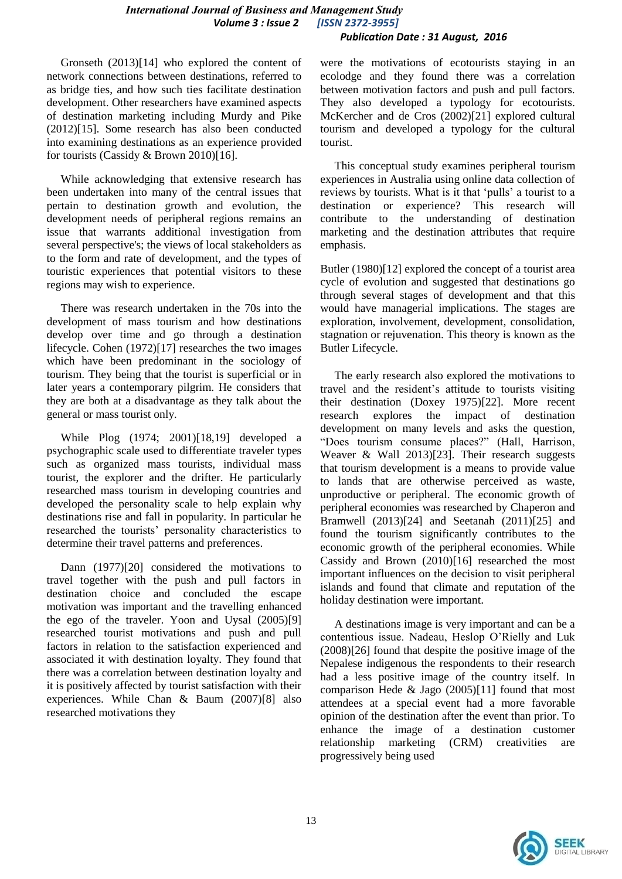Gronseth (2013)[14] who explored the content of network connections between destinations, referred to as bridge ties, and how such ties facilitate destination development. Other researchers have examined aspects of destination marketing including Murdy and Pike (2012)[15]. Some research has also been conducted into examining destinations as an experience provided for tourists (Cassidy & Brown 2010)[16].

While acknowledging that extensive research has been undertaken into many of the central issues that pertain to destination growth and evolution, the development needs of peripheral regions remains an issue that warrants additional investigation from several perspective's; the views of local stakeholders as to the form and rate of development, and the types of touristic experiences that potential visitors to these regions may wish to experience.

There was research undertaken in the 70s into the development of mass tourism and how destinations develop over time and go through a destination lifecycle. Cohen (1972)[17] researches the two images which have been predominant in the sociology of tourism. They being that the tourist is superficial or in later years a contemporary pilgrim. He considers that they are both at a disadvantage as they talk about the general or mass tourist only.

While Plog (1974; 2001)[18,19] developed a psychographic scale used to differentiate traveler types such as organized mass tourists, individual mass tourist, the explorer and the drifter. He particularly researched mass tourism in developing countries and developed the personality scale to help explain why destinations rise and fall in popularity. In particular he researched the tourists' personality characteristics to determine their travel patterns and preferences.

Dann (1977)[20] considered the motivations to travel together with the push and pull factors in destination choice and concluded the escape motivation was important and the travelling enhanced the ego of the traveler. Yoon and Uysal (2005)[9] researched tourist motivations and push and pull factors in relation to the satisfaction experienced and associated it with destination loyalty. They found that there was a correlation between destination loyalty and it is positively affected by tourist satisfaction with their experiences. While Chan & Baum (2007)[8] also researched motivations they were the motivations of ecotourists staying in an ecolodge and they found there was a correlation between motivation factors and push and pull factors. They also developed a typology for ecotourists. McKercher and de Cros (2002)[21] explored cultural tourism and developed a typology for the cultural tourist.

This conceptual study examines peripheral tourism experiences in Australia using online data collection of reviews by tourists. What is it that 'pulls' a tourist to a destination or experience? This research will contribute to the understanding of destination marketing and the destination attributes that require emphasis.

Butler (1980)[12] explored the concept of a tourist area cycle of evolution and suggested that destinations go through several stages of development and that this would have managerial implications. The stages are exploration, involvement, development, consolidation, stagnation or rejuvenation. This theory is known as the Butler Lifecycle.

The early research also explored the motivations to travel and the resident's attitude to tourists visiting their destination (Doxey 1975)[22]. More recent research explores the impact of destination development on many levels and asks the question, "Does tourism consume places?" (Hall, Harrison, Weaver & Wall 2013)[23]. Their research suggests that tourism development is a means to provide value to lands that are otherwise perceived as waste, unproductive or peripheral. The economic growth of peripheral economies was researched by Chaperon and Bramwell (2013)[24] and Seetanah (2011)[25] and found the tourism significantly contributes to the economic growth of the peripheral economies. While Cassidy and Brown (2010)[16] researched the most important influences on the decision to visit peripheral islands and found that climate and reputation of the holiday destination were important.

A destinations image is very important and can be a contentious issue. Nadeau, Heslop O'Rielly and Luk (2008)[26] found that despite the positive image of the Nepalese indigenous the respondents to their research had a less positive image of the country itself. In comparison Hede & Jago (2005)[11] found that most attendees at a special event had a more favorable opinion of the destination after the event than prior. To enhance the image of a destination customer relationship marketing (CRM) creativities are progressively being used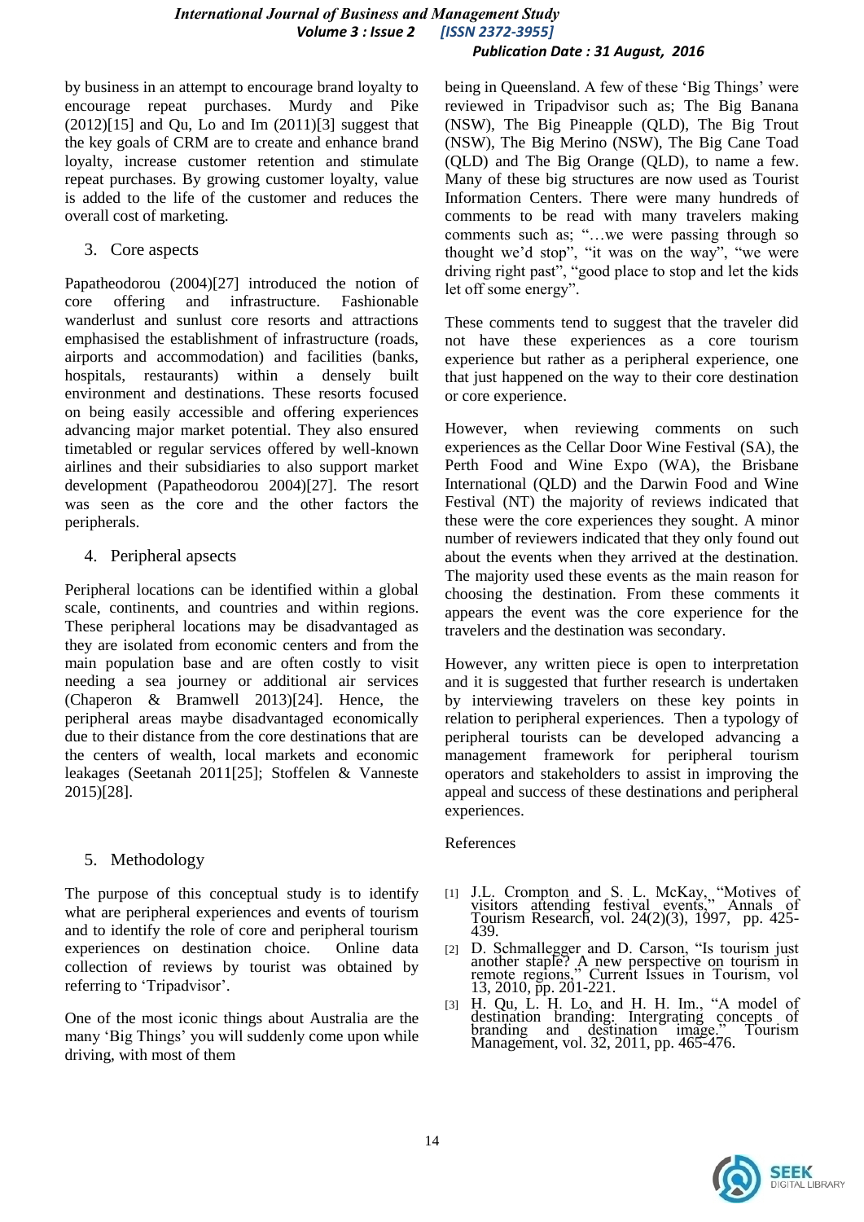by business in an attempt to encourage brand loyalty to encourage repeat purchases. Murdy and Pike (2012)[15] and Qu, Lo and Im (2011)[3] suggest that the key goals of CRM are to create and enhance brand loyalty, increase customer retention and stimulate repeat purchases. By growing customer loyalty, value is added to the life of the customer and reduces the overall cost of marketing.

## 3. Core aspects

Papatheodorou (2004)[27] introduced the notion of core offering and infrastructure. Fashionable wanderlust and sunlust core resorts and attractions emphasised the establishment of infrastructure (roads, airports and accommodation) and facilities (banks, hospitals, restaurants) within a densely built environment and destinations. These resorts focused on being easily accessible and offering experiences advancing major market potential. They also ensured timetabled or regular services offered by well-known airlines and their subsidiaries to also support market development (Papatheodorou 2004)[27]. The resort was seen as the core and the other factors the peripherals.

## 4. Peripheral apsects

Peripheral locations can be identified within a global scale, continents, and countries and within regions. These peripheral locations may be disadvantaged as they are isolated from economic centers and from the main population base and are often costly to visit needing a sea journey or additional air services (Chaperon & Bramwell 2013)[24]. Hence, the peripheral areas maybe disadvantaged economically due to their distance from the centers of wealth, local markets and economic leakages (Seetanah 2011[25]; Stoffelen & Vanneste 2015)[28].

## 5. Methodology

The purpose of this conceptual study is to identify what are peripheral experiences and events of tourism and to identify the role of core and peripheral tourism experiences on destination choice. Online data collection of reviews by tourist was obtained by referring to 'Tripadvisor'.

One of the most iconic things about Australia are the many 'Big Things' you will suddenly come upon while driving, with most of them being in Queensland. A few of these 'Big Things' were reviewed in Tripadvisor such as; The Big Banana (NSW), The Big Pineapple (QLD), The Big Trout (NSW), The Big Merino (NSW), The Big Cane Toad (QLD) and The Big Orange (QLD), to name a few. Many of these big structures are now used as Tourist Information Centers. There were many hundreds of comments to be read with many travelers making comments such as; "…we were passing through so thought we'd stop", "it was on the way", "we were driving right past", "good place to stop and let the kids let off some energy".

These comments tend to suggest that the traveler did not have these experiences as a core tourism experience but rather as a peripheral experience, one that just happened on the way to their core destination or core experience.

However, when reviewing comments on such experiences as the Cellar Door Wine Festival (SA), the Perth Food and Wine Expo (WA), the Brisbane International (QLD) and the Darwin Food and Wine Festival (NT) the majority of reviews indicated that these were the core experiences they sought. A minor number of reviewers indicated that they only found out about the events when they arrived at the destination. The majority used these events as the main reason for choosing the destination. From these comments it appears the event was the core experience for the travelers and the destination was secondary.

However, any written piece is open to interpretation and it is suggested that further research is undertaken by interviewing travelers on these key points in relation to peripheral experiences. Then a typology of peripheral tourists can be developed advancing a management framework for peripheral tourism operators and stakeholders to assist in improving the appeal and success of these destinations and peripheral experiences.

## References

[1] J.L. Crompton and S. L. McKay, "Motives of visitors attending festival events," Annals of Tourism Research, vol. 24(2)(3), 1997, pp. 425-439.

[2] D. Schmallegger and D. Carson, "Is tourism just another staple? A new perspective on tourism in remote regions," Current Issues in Tourism, vol 13, 2010, pp. 201-221.

[3] H. Qu, L. H. Lo, and H. H. Im., "A model of destination branding: Intergrating concepts of branding and destination image." Tourism Management, vol. 32, 2011, pp. 465-476.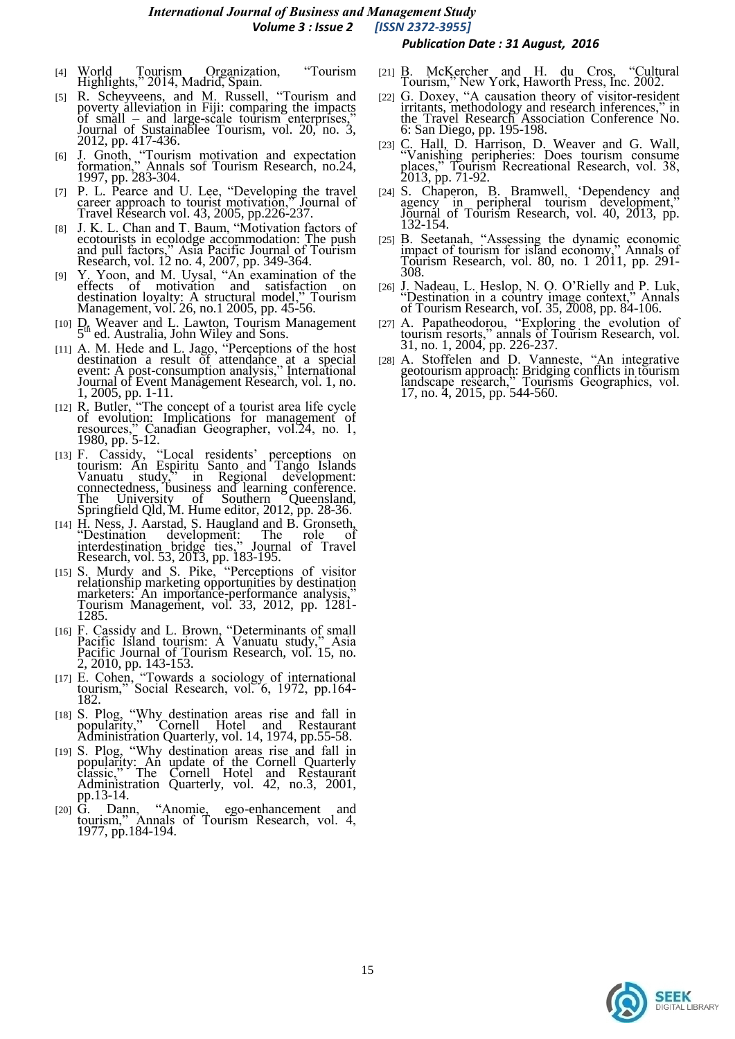[4] World Tourism Organization, "Tourism Highlights," 2014, Madrid, Spain.

[5] R. Scheyveens, and M. Russell, "Tourism and poverty alleviation in Fiji: comparing the impacts of small – and large-scale tourism enterprises," Journal of Sustainablee Tourism, vol. 20, no. 3, 2012, pp. 417-436.

[6] J. Gnoth, "Tourism motivation and expectation formation," Annals sof Tourism Research, no.24, 1997, pp. 283-304.

[7] P. L. Pearce and U. Lee, "Developing the travel career approach to tourist motivation," Journal of Travel Research vol. 43, 2005, pp.226-237.

[8] J. K. L. Chan and T. Baum, "Motivation factors of ecotourists in ecolodge accommodation: The push and pull factors," Asia Pacific Journal of Tourism Research, vol. 12 no. 4, 2007, pp. 349-364.

[9] Y. Yoon, and M. Uysal, "An examination of the effects of motivation and satisfaction on destination loyalty: A structural model," Tourism Management, vol. 26, no.1 2005, pp. 45-56.

[10] D. Weaver and L. Lawton, Tourism Management 5th ed. Australia, John Wiley and Sons.

[11] A. M. Hede and L. Jago, "Perceptions of the host destination a result of attendance at a special event: A post-consumption analysis," International Journal of Event Management Research, vol. 1, no. 1, 2005, pp. 1-11.

[12] R. Butler, "The concept of a tourist area life cycle of evolution: Implications for management of resources," Canadian Geographer, vol.24, no. 1, 1980, pp. 5-12.

[13] F. Cassidy, "Local residents' perceptions on tourism: An Espiritu Santo and Tango Islands Vanuatu study," in Regional development: connectedness, business and learning conference. The University of Southern Queensland, Springfield Qld, M. Hume editor, 2012, pp. 28-36.

[14] H. Ness, J. Aarstad, S. Haugland and B. Gronseth, "Destination development: The role of interdestination bridge ties," Journal of Travel Research, vol. 53, 2013, pp. 183-195.

[15] S. Murdy and S. Pike, "Perceptions of visitor relationship marketing opportunities by destination marketers: An importance-performance analysis," Tourism Management, vol. 33, 2012, pp. 1281-1285.

[16] F. Cassidy and L. Brown, "Determinants of small Pacific Island tourism: A Vanuatu study," Asia Pacific Journal of Tourism Research, vol. 15, no. 2, 2010, pp. 143-153.

[17] E. Cohen, "Towards a sociology of international tourism," Social Research, vol. 6, 1972, pp.164-182.

[18] S. Plog, "Why destination areas rise and fall in popularity," Cornell Hotel and Restaurant Administration Quarterly, vol. 14, 1974, pp.55-58.

[19] S. Plog, "Why destination areas rise and fall in popularity: An update of the Cornell Quarterly classic," The Cornell Hotel and Restaurant Administration Quarterly, vol. 42, no.3, 2001, pp.13-14.

[20] G. Dann, "Anomie, ego-enhancement and tourism," Annals of Tourism Research, vol. 4, 1977, pp.184-194.

[21] B. McKercher and H. du Cros, "Cultural Tourism," New York, Haworth Press, Inc. 2002.

[22] G. Doxey, "A causation theory of visitor-resident irritants, methodology and research inferences," in the Travel Research Association Conference No. 6: San Diego, pp. 195-198.

[23] C. Hall, D. Harrison, D. Weaver and G. Wall, "Vanishing peripheries: Does tourism consume places," Tourism Recreational Research, vol. 38, 2013, pp. 71-92.

[24] S. Chaperon, B. Bramwell, 'Dependency and agency in peripheral tourism development," Journal of Tourism Research, vol. 40, 2013, pp. 132-154.

[25] B. Seetanah, "Assessing the dynamic economic impact of tourism for island economy," Annals of Tourism Research, vol. 80, no. 1 2011, pp. 291-308.

[26] J. Nadeau, L. Heslop, N. O. O'Rielly and P. Luk, "Destination in a country image context," Annals of Tourism Research, vol. 35, 2008, pp. 84-106.

[27] A. Papatheodorou, "Exploring the evolution of tourism resorts," annals of Tourism Research, vol. 31, no. 1, 2004, pp. 226-237.

[28] A. Stoffelen and D. Vanneste, "An integrative geotourism approach: Bridging conflicts in tourism landscape research," Tourisms Geographics, vol. 17, no. 4, 2015, pp. 544-560.